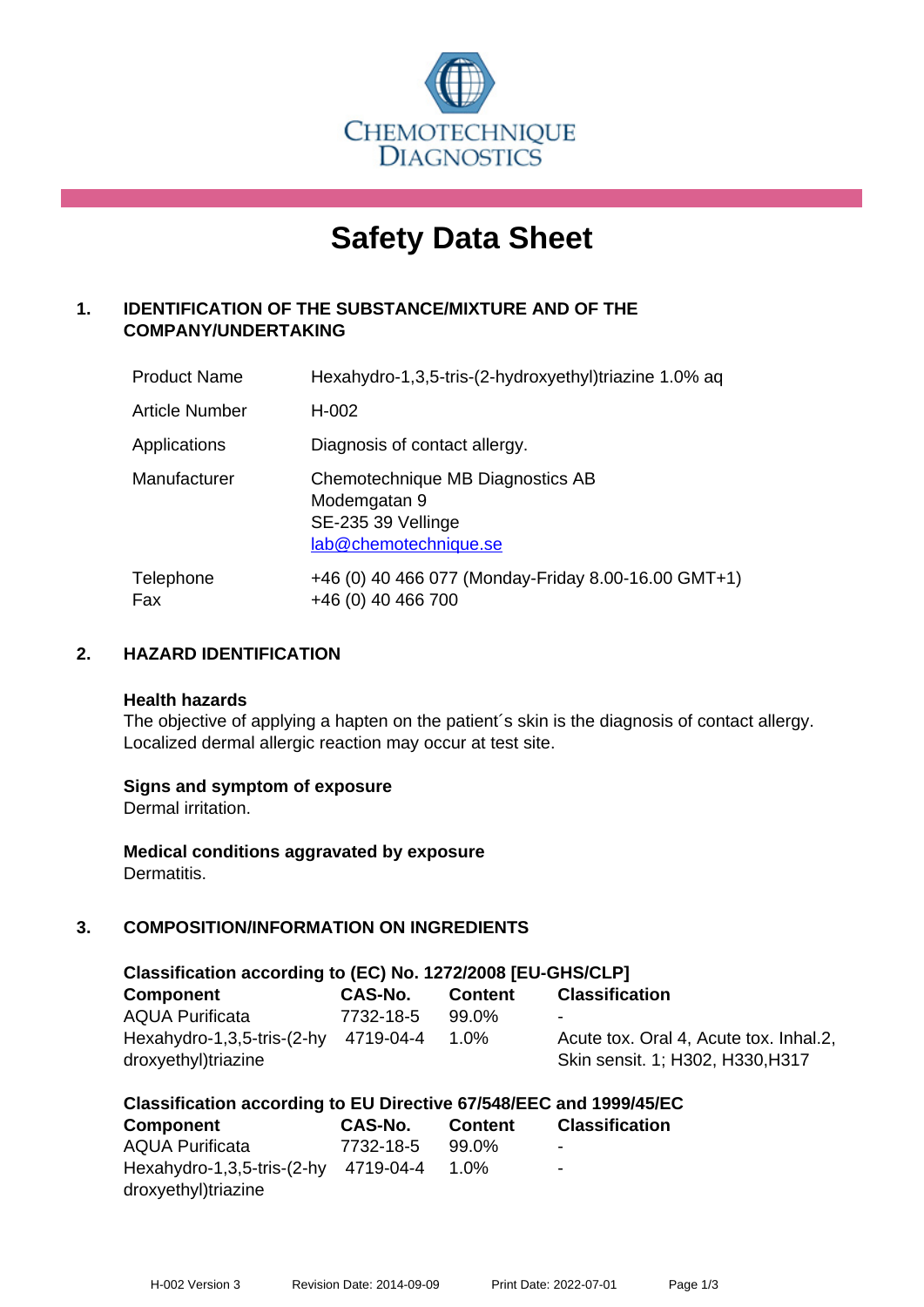CHEMOTECHNIQUE DIAGNOSTICS

# Safety Data Sheet

## 1. IDENTIFICATION OF THE SUBSTANCE/MIXTURE AND OF THE COMPANY/UNDERTAKING

| | |
|---|---|
| Product Name | Hexahydro-1,3,5-tris-(2-hydroxyethyl)triazine 1.0% aq |
| Article Number | H-002 |
| Applications | Diagnosis of contact allergy. |
| Manufacturer | Chemotechnique MB Diagnostics AB<br>Modemgatan 9<br>SE-235 39 Vellinge<br>lab@chemotechnique.se |
| Telephone<br>Fax | +46 (0) 40 466 077 (Monday-Friday 8.00-16.00 GMT+1)<br>+46 (0) 40 466 700 |

## 2. HAZARD IDENTIFICATION

**Health hazards**
The objective of applying a hapten on the patient´s skin is the diagnosis of contact allergy. Localized dermal allergic reaction may occur at test site.

**Signs and symptom of exposure**
Dermal irritation.

**Medical conditions aggravated by exposure**
Dermatitis.

## 3. COMPOSITION/INFORMATION ON INGREDIENTS

**Classification according to (EC) No. 1272/2008 [EU-GHS/CLP]**

| Component | CAS-No. | Content | Classification |
|---|---|---|---|
| AQUA Purificata | 7732-18-5 | 99.0% | - |
| Hexahydro-1,3,5-tris-(2-hydroxyethyl)triazine | 4719-04-4 | 1.0% | Acute tox. Oral 4, Acute tox. Inhal.2, Skin sensit. 1; H302, H330,H317 |

**Classification according to EU Directive 67/548/EEC and 1999/45/EC**

| Component | CAS-No. | Content | Classification |
|---|---|---|---|
| AQUA Purificata | 7732-18-5 | 99.0% | - |
| Hexahydro-1,3,5-tris-(2-hydroxyethyl)triazine | 4719-04-4 | 1.0% | - |

H-002 Version 3 Revision Date: 2014-09-09 Print Date: 2022-07-01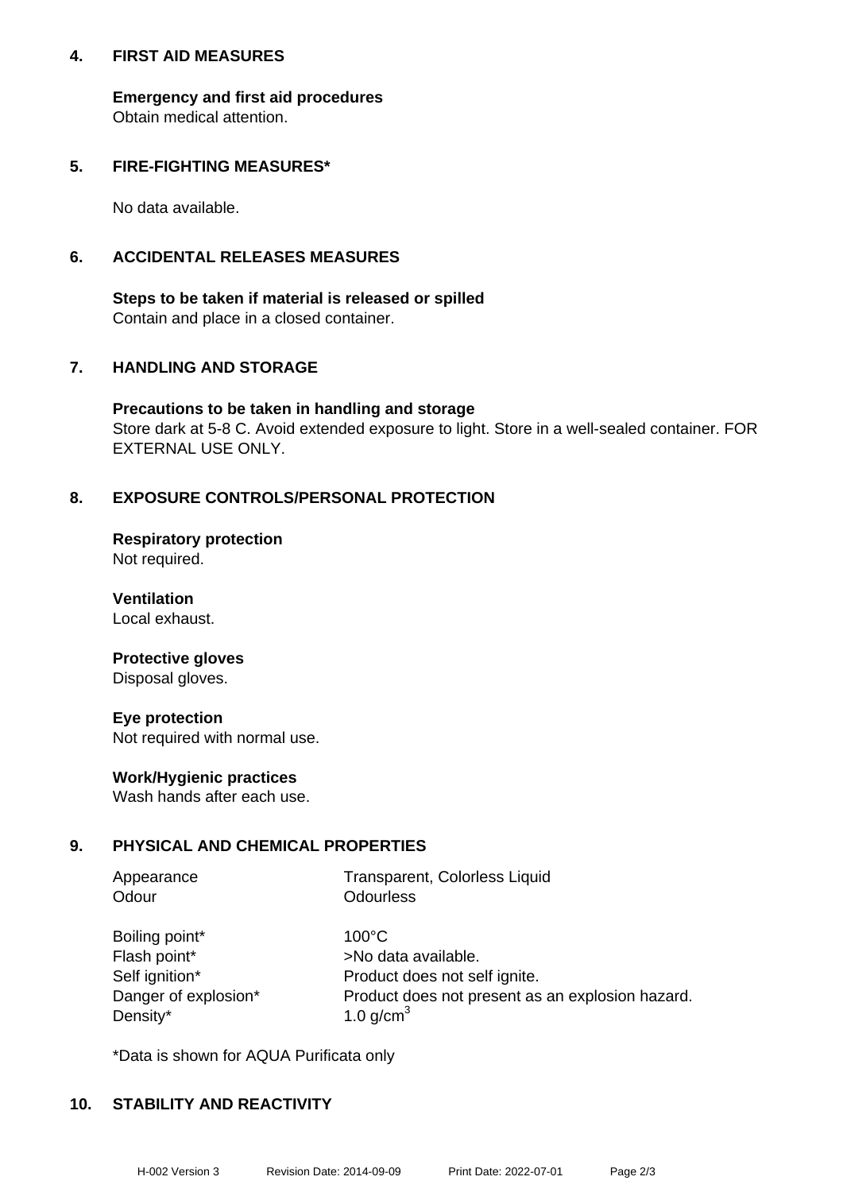## 4. FIRST AID MEASURES

**Emergency and first aid procedures**
Obtain medical attention.

## 5. FIRE-FIGHTING MEASURES*

No data available.

## 6. ACCIDENTAL RELEASES MEASURES

**Steps to be taken if material is released or spilled**
Contain and place in a closed container.

## 7. HANDLING AND STORAGE

**Precautions to be taken in handling and storage**
Store dark at 5-8 C. Avoid extended exposure to light. Store in a well-sealed container. FOR EXTERNAL USE ONLY.

## 8. EXPOSURE CONTROLS/PERSONAL PROTECTION

**Respiratory protection**
Not required.

**Ventilation**
Local exhaust.

**Protective gloves**
Disposal gloves.

**Eye protection**
Not required with normal use.

**Work/Hygienic practices**
Wash hands after each use.

## 9. PHYSICAL AND CHEMICAL PROPERTIES

| | |
|---|---|
| Appearance | Transparent, Colorless Liquid |
| Odour | Odourless |
| Boiling point* | 100°C |
| Flash point* | >No data available. |
| Self ignition* | Product does not self ignite. |
| Danger of explosion* | Product does not present as an explosion hazard. |
| Density* | 1.0 g/cm$^3$ |

*Data is shown for AQUA Purificata only

## 10. STABILITY AND REACTIVITY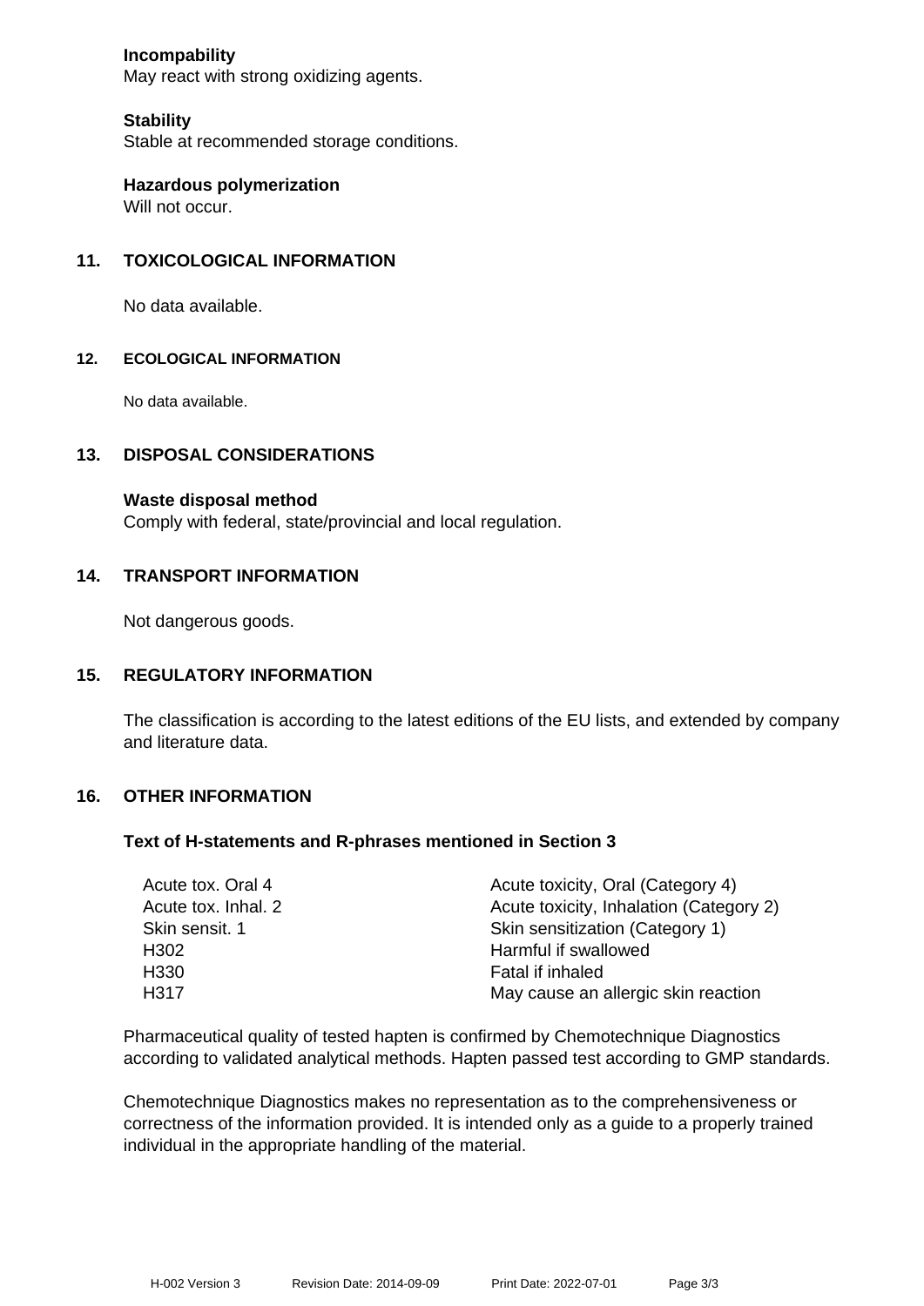**Incompability**
May react with strong oxidizing agents.

**Stability**
Stable at recommended storage conditions.

**Hazardous polymerization**
Will not occur.

## 11. TOXICOLOGICAL INFORMATION

No data available.

## 12. ECOLOGICAL INFORMATION

No data available.

## 13. DISPOSAL CONSIDERATIONS

**Waste disposal method**
Comply with federal, state/provincial and local regulation.

## 14. TRANSPORT INFORMATION

Not dangerous goods.

## 15. REGULATORY INFORMATION

The classification is according to the latest editions of the EU lists, and extended by company and literature data.

## 16. OTHER INFORMATION

**Text of H-statements and R-phrases mentioned in Section 3**

| | |
|---|---|
| Acute tox. Oral 4 | Acute toxicity, Oral (Category 4) |
| Acute tox. Inhal. 2 | Acute toxicity, Inhalation (Category 2) |
| Skin sensit. 1 | Skin sensitization (Category 1) |
| H302 | Harmful if swallowed |
| H330 | Fatal if inhaled |
| H317 | May cause an allergic skin reaction |

Pharmaceutical quality of tested hapten is confirmed by Chemotechnique Diagnostics according to validated analytical methods. Hapten passed test according to GMP standards.

Chemotechnique Diagnostics makes no representation as to the comprehensiveness or correctness of the information provided. It is intended only as a guide to a properly trained individual in the appropriate handling of the material.

H-002 Version 3 Revision Date: 2014-09-09 Print Date: 2022-07-01